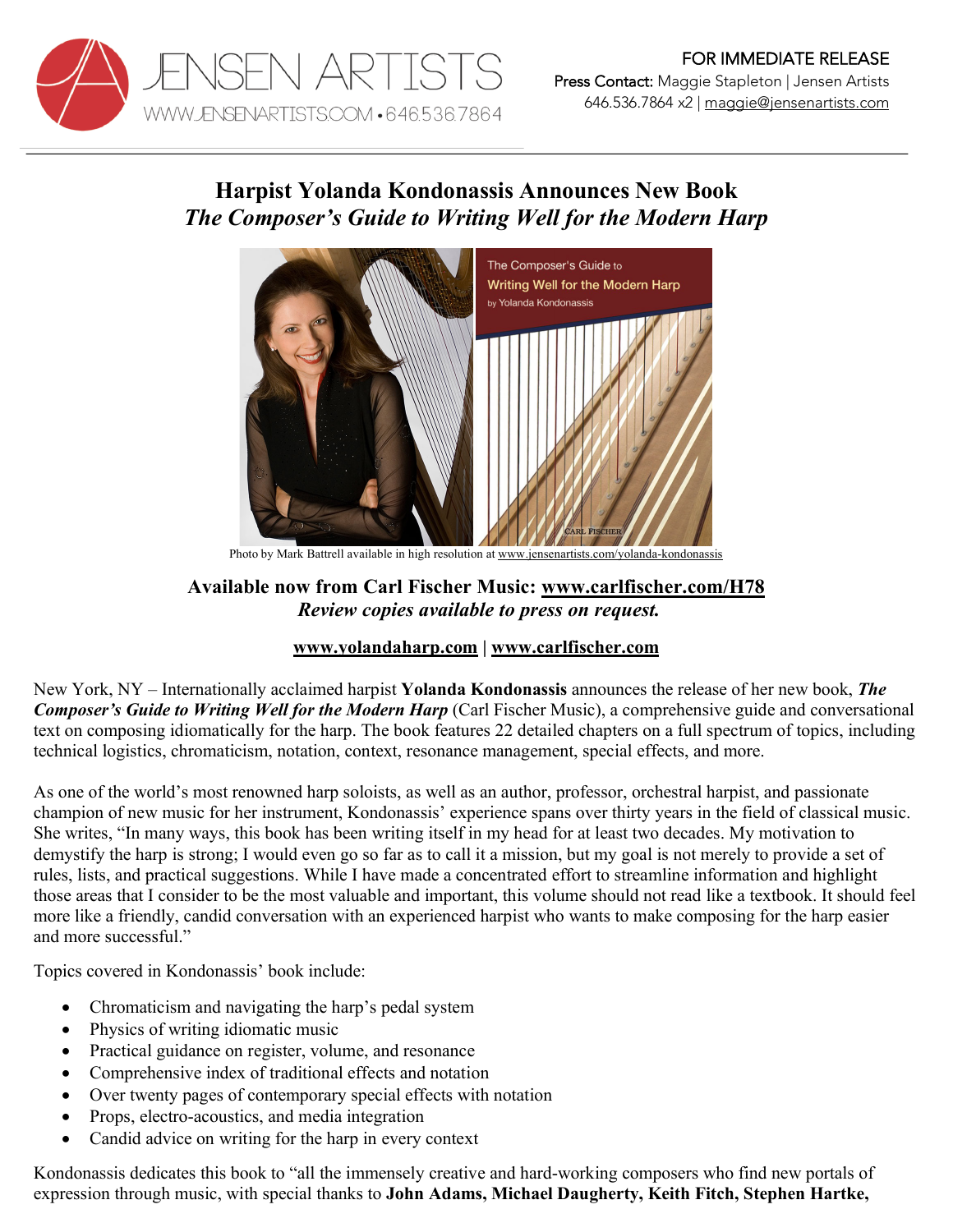JENSEN ARTISTS
WWW.JENSENARTISTS.COM • 646.536.7864

FOR IMMEDIATE RELEASE
**Press Contact:** Maggie Stapleton | Jensen Artists
646.536.7864 x2 | maggie@jensenartists.com

# Harpist Yolanda Kondonassis Announces New Book
## *The Composer's Guide to Writing Well for the Modern Harp*

Photo by Mark Battrell available in high resolution at www.jensenartists.com/yolanda-kondonassis

**Available now from Carl Fischer Music: www.carlfischer.com/H78**
***Review copies available to press on request.***

**www.yolandaharp.com | www.carlfischer.com**

New York, NY – Internationally acclaimed harpist **Yolanda Kondonassis** announces the release of her new book, ***The Composer's Guide to Writing Well for the Modern Harp*** (Carl Fischer Music), a comprehensive guide and conversational text on composing idiomatically for the harp. The book features 22 detailed chapters on a full spectrum of topics, including technical logistics, chromaticism, notation, context, resonance management, special effects, and more.

As one of the world's most renowned harp soloists, as well as an author, professor, orchestral harpist, and passionate champion of new music for her instrument, Kondonassis' experience spans over thirty years in the field of classical music. She writes, "In many ways, this book has been writing itself in my head for at least two decades. My motivation to demystify the harp is strong; I would even go so far as to call it a mission, but my goal is not merely to provide a set of rules, lists, and practical suggestions. While I have made a concentrated effort to streamline information and highlight those areas that I consider to be the most valuable and important, this volume should not read like a textbook. It should feel more like a friendly, candid conversation with an experienced harpist who wants to make composing for the harp easier and more successful."

Topics covered in Kondonassis' book include:

- Chromaticism and navigating the harp's pedal system
- Physics of writing idiomatic music
- Practical guidance on register, volume, and resonance
- Comprehensive index of traditional effects and notation
- Over twenty pages of contemporary special effects with notation
- Props, electro-acoustics, and media integration
- Candid advice on writing for the harp in every context

Kondonassis dedicates this book to "all the immensely creative and hard-working composers who find new portals of expression through music, with special thanks to **John Adams, Michael Daugherty, Keith Fitch, Stephen Hartke,**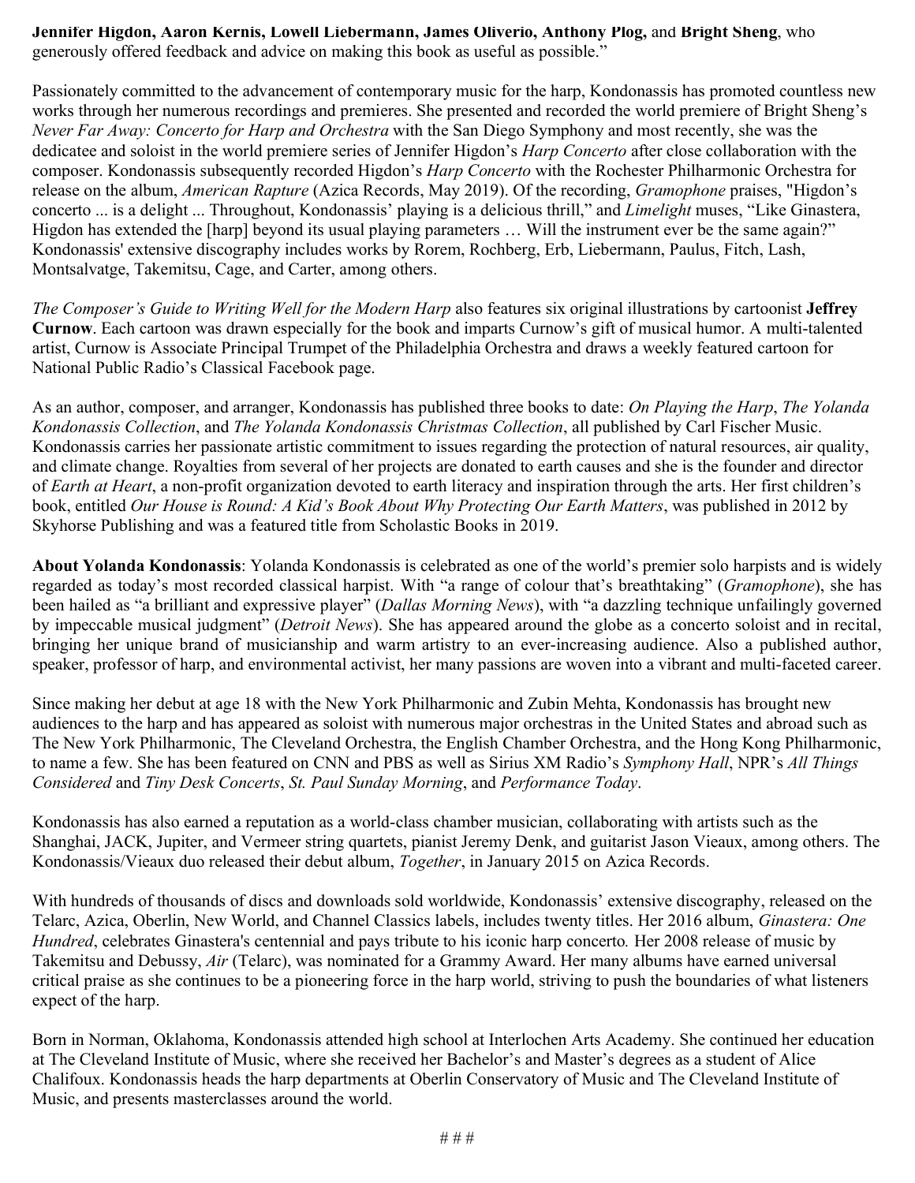**Jennifer Higdon, Aaron Kernis, Lowell Liebermann, James Oliverio, Anthony Plog,** and **Bright Sheng**, who generously offered feedback and advice on making this book as useful as possible."

Passionately committed to the advancement of contemporary music for the harp, Kondonassis has promoted countless new works through her numerous recordings and premieres. She presented and recorded the world premiere of Bright Sheng's *Never Far Away: Concerto for Harp and Orchestra* with the San Diego Symphony and most recently, she was the dedicatee and soloist in the world premiere series of Jennifer Higdon's *Harp Concerto* after close collaboration with the composer. Kondonassis subsequently recorded Higdon's *Harp Concerto* with the Rochester Philharmonic Orchestra for release on the album, *American Rapture* (Azica Records, May 2019). Of the recording, *Gramophone* praises, "Higdon's concerto ... is a delight ... Throughout, Kondonassis' playing is a delicious thrill," and *Limelight* muses, "Like Ginastera, Higdon has extended the [harp] beyond its usual playing parameters … Will the instrument ever be the same again?" Kondonassis' extensive discography includes works by Rorem, Rochberg, Erb, Liebermann, Paulus, Fitch, Lash, Montsalvatge, Takemitsu, Cage, and Carter, among others.

*The Composer's Guide to Writing Well for the Modern Harp* also features six original illustrations by cartoonist **Jeffrey Curnow**. Each cartoon was drawn especially for the book and imparts Curnow's gift of musical humor. A multi-talented artist, Curnow is Associate Principal Trumpet of the Philadelphia Orchestra and draws a weekly featured cartoon for National Public Radio's Classical Facebook page.

As an author, composer, and arranger, Kondonassis has published three books to date: *On Playing the Harp*, *The Yolanda Kondonassis Collection*, and *The Yolanda Kondonassis Christmas Collection*, all published by Carl Fischer Music. Kondonassis carries her passionate artistic commitment to issues regarding the protection of natural resources, air quality, and climate change. Royalties from several of her projects are donated to earth causes and she is the founder and director of *Earth at Heart*, a non-profit organization devoted to earth literacy and inspiration through the arts. Her first children's book, entitled *Our House is Round: A Kid's Book About Why Protecting Our Earth Matters*, was published in 2012 by Skyhorse Publishing and was a featured title from Scholastic Books in 2019.

**About Yolanda Kondonassis**: Yolanda Kondonassis is celebrated as one of the world's premier solo harpists and is widely regarded as today's most recorded classical harpist. With "a range of colour that's breathtaking" (*Gramophone*), she has been hailed as "a brilliant and expressive player" (*Dallas Morning News*), with "a dazzling technique unfailingly governed by impeccable musical judgment" (*Detroit News*). She has appeared around the globe as a concerto soloist and in recital, bringing her unique brand of musicianship and warm artistry to an ever-increasing audience. Also a published author, speaker, professor of harp, and environmental activist, her many passions are woven into a vibrant and multi-faceted career.

Since making her debut at age 18 with the New York Philharmonic and Zubin Mehta, Kondonassis has brought new audiences to the harp and has appeared as soloist with numerous major orchestras in the United States and abroad such as The New York Philharmonic, The Cleveland Orchestra, the English Chamber Orchestra, and the Hong Kong Philharmonic, to name a few. She has been featured on CNN and PBS as well as Sirius XM Radio's *Symphony Hall*, NPR's *All Things Considered* and *Tiny Desk Concerts*, *St. Paul Sunday Morning*, and *Performance Today*.

Kondonassis has also earned a reputation as a world-class chamber musician, collaborating with artists such as the Shanghai, JACK, Jupiter, and Vermeer string quartets, pianist Jeremy Denk, and guitarist Jason Vieaux, among others. The Kondonassis/Vieaux duo released their debut album, *Together*, in January 2015 on Azica Records.

With hundreds of thousands of discs and downloads sold worldwide, Kondonassis' extensive discography, released on the Telarc, Azica, Oberlin, New World, and Channel Classics labels, includes twenty titles. Her 2016 album, *Ginastera: One Hundred*, celebrates Ginastera's centennial and pays tribute to his iconic harp concerto. Her 2008 release of music by Takemitsu and Debussy, *Air* (Telarc), was nominated for a Grammy Award. Her many albums have earned universal critical praise as she continues to be a pioneering force in the harp world, striving to push the boundaries of what listeners expect of the harp.

Born in Norman, Oklahoma, Kondonassis attended high school at Interlochen Arts Academy. She continued her education at The Cleveland Institute of Music, where she received her Bachelor's and Master's degrees as a student of Alice Chalifoux. Kondonassis heads the harp departments at Oberlin Conservatory of Music and The Cleveland Institute of Music, and presents masterclasses around the world.

# # #